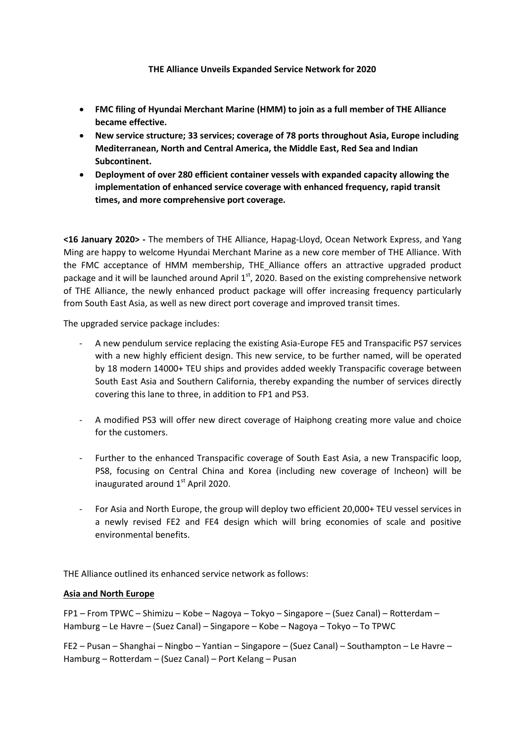**THE Alliance Unveils Expanded Service Network for 2020**

- **FMC filing of Hyundai Merchant Marine (HMM) to join as a full member of THE Alliance became effective.**
- **New service structure; 33 services; coverage of 78 ports throughout Asia, Europe including Mediterranean, North and Central America, the Middle East, Red Sea and Indian Subcontinent.**
- **Deployment of over 280 efficient container vessels with expanded capacity allowing the implementation of enhanced service coverage with enhanced frequency, rapid transit times, and more comprehensive port coverage.**

**<16 January 2020> -** The members of THE Alliance, Hapag-Lloyd, Ocean Network Express, and Yang Ming are happy to welcome Hyundai Merchant Marine as a new core member of THE Alliance. With the FMC acceptance of HMM membership, THE_Alliance offers an attractive upgraded product package and it will be launched around April 1st, 2020. Based on the existing comprehensive network of THE Alliance, the newly enhanced product package will offer increasing frequency particularly from South East Asia, as well as new direct port coverage and improved transit times.

The upgraded service package includes:

- A new pendulum service replacing the existing Asia-Europe FE5 and Transpacific PS7 services with a new highly efficient design. This new service, to be further named, will be operated by 18 modern 14000+ TEU ships and provides added weekly Transpacific coverage between South East Asia and Southern California, thereby expanding the number of services directly covering this lane to three, in addition to FP1 and PS3.

- A modified PS3 will offer new direct coverage of Haiphong creating more value and choice for the customers.

- Further to the enhanced Transpacific coverage of South East Asia, a new Transpacific loop, PS8, focusing on Central China and Korea (including new coverage of Incheon) will be inaugurated around 1st April 2020.

- For Asia and North Europe, the group will deploy two efficient 20,000+ TEU vessel services in a newly revised FE2 and FE4 design which will bring economies of scale and positive environmental benefits.

THE Alliance outlined its enhanced service network as follows:

**Asia and North Europe**

FP1 – From TPWC – Shimizu – Kobe – Nagoya – Tokyo – Singapore – (Suez Canal) – Rotterdam – Hamburg – Le Havre – (Suez Canal) – Singapore – Kobe – Nagoya – Tokyo – To TPWC

FE2 – Pusan – Shanghai – Ningbo – Yantian – Singapore – (Suez Canal) – Southampton – Le Havre – Hamburg – Rotterdam – (Suez Canal) – Port Kelang – Pusan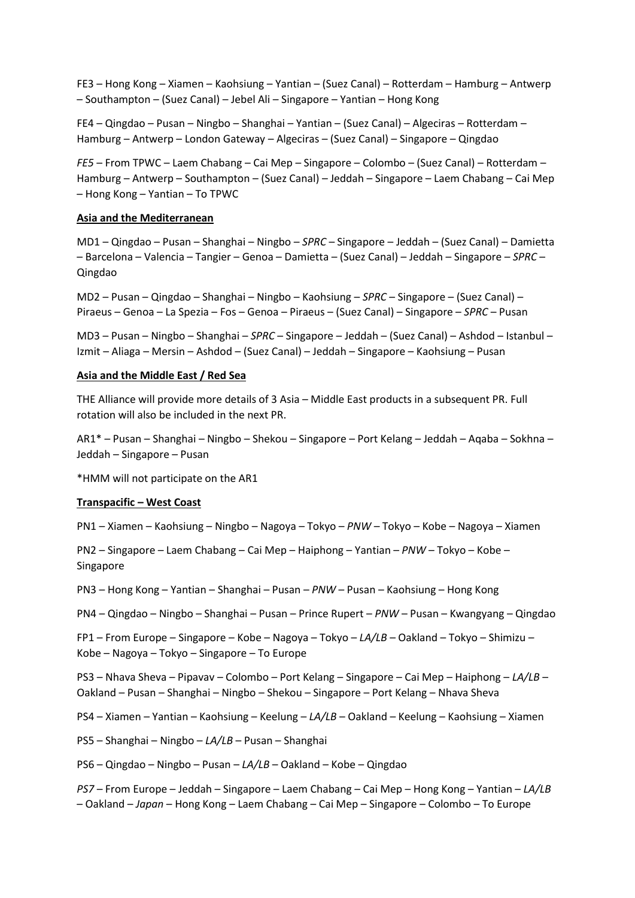FE3 – Hong Kong – Xiamen – Kaohsiung – Yantian – (Suez Canal) – Rotterdam – Hamburg – Antwerp – Southampton – (Suez Canal) – Jebel Ali – Singapore – Yantian – Hong Kong

FE4 – Qingdao – Pusan – Ningbo – Shanghai – Yantian – (Suez Canal) – Algeciras – Rotterdam – Hamburg – Antwerp – London Gateway – Algeciras – (Suez Canal) – Singapore – Qingdao

*FE5* – From TPWC – Laem Chabang – Cai Mep – Singapore – Colombo – (Suez Canal) – Rotterdam – Hamburg – Antwerp – Southampton – (Suez Canal) – Jeddah – Singapore – Laem Chabang – Cai Mep – Hong Kong – Yantian – To TPWC

**Asia and the Mediterranean**

MD1 – Qingdao – Pusan – Shanghai – Ningbo – *SPRC* – Singapore – Jeddah – (Suez Canal) – Damietta – Barcelona – Valencia – Tangier – Genoa – Damietta – (Suez Canal) – Jeddah – Singapore – *SPRC* – Qingdao

MD2 – Pusan – Qingdao – Shanghai – Ningbo – Kaohsiung – *SPRC* – Singapore – (Suez Canal) – Piraeus – Genoa – La Spezia – Fos – Genoa – Piraeus – (Suez Canal) – Singapore – *SPRC* – Pusan

MD3 – Pusan – Ningbo – Shanghai – *SPRC* – Singapore – Jeddah – (Suez Canal) – Ashdod – Istanbul – Izmit – Aliaga – Mersin – Ashdod – (Suez Canal) – Jeddah – Singapore – Kaohsiung – Pusan

**Asia and the Middle East / Red Sea**

THE Alliance will provide more details of 3 Asia – Middle East products in a subsequent PR. Full rotation will also be included in the next PR.

AR1* – Pusan – Shanghai – Ningbo – Shekou – Singapore – Port Kelang – Jeddah – Aqaba – Sokhna – Jeddah – Singapore – Pusan

*HMM will not participate on the AR1

**Transpacific – West Coast**

PN1 – Xiamen – Kaohsiung – Ningbo – Nagoya – Tokyo – *PNW* – Tokyo – Kobe – Nagoya – Xiamen

PN2 – Singapore – Laem Chabang – Cai Mep – Haiphong – Yantian – *PNW* – Tokyo – Kobe – Singapore

PN3 – Hong Kong – Yantian – Shanghai – Pusan – *PNW* – Pusan – Kaohsiung – Hong Kong

PN4 – Qingdao – Ningbo – Shanghai – Pusan – Prince Rupert – *PNW* – Pusan – Kwangyang – Qingdao

FP1 – From Europe – Singapore – Kobe – Nagoya – Tokyo – *LA/LB* – Oakland – Tokyo – Shimizu – Kobe – Nagoya – Tokyo – Singapore – To Europe

PS3 – Nhava Sheva – Pipavav – Colombo – Port Kelang – Singapore – Cai Mep – Haiphong – *LA/LB* – Oakland – Pusan – Shanghai – Ningbo – Shekou – Singapore – Port Kelang – Nhava Sheva

PS4 – Xiamen – Yantian – Kaohsiung – Keelung – *LA/LB* – Oakland – Keelung – Kaohsiung – Xiamen

PS5 – Shanghai – Ningbo – *LA/LB* – Pusan – Shanghai

PS6 – Qingdao – Ningbo – Pusan – *LA/LB* – Oakland – Kobe – Qingdao

*PS7* – From Europe – Jeddah – Singapore – Laem Chabang – Cai Mep – Hong Kong – Yantian – *LA/LB* – Oakland – *Japan* – Hong Kong – Laem Chabang – Cai Mep – Singapore – Colombo – To Europe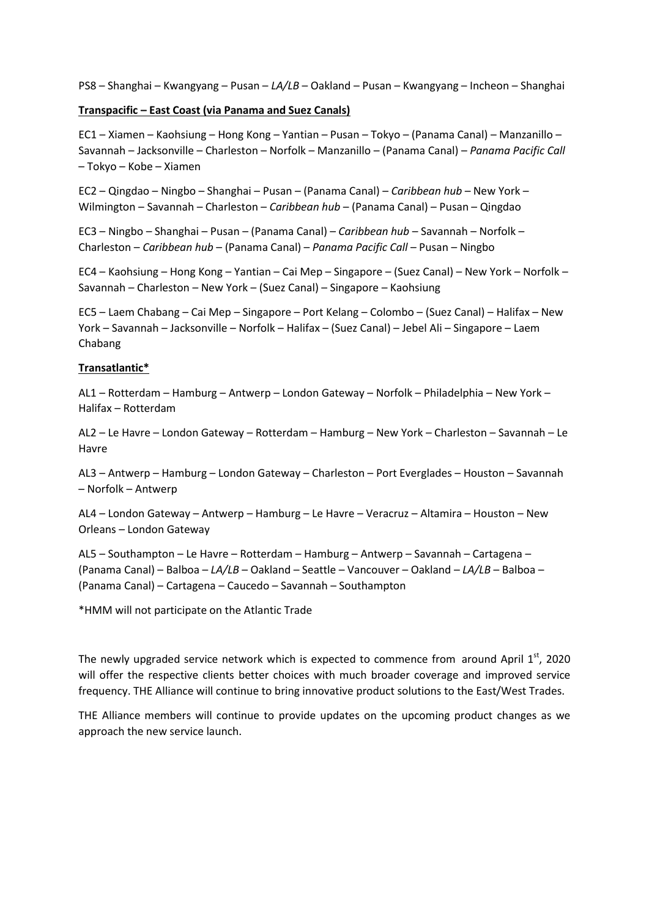PS8 – Shanghai – Kwangyang – Pusan – *LA/LB* – Oakland – Pusan – Kwangyang – Incheon – Shanghai

**Transpacific – East Coast (via Panama and Suez Canals)**

EC1 – Xiamen – Kaohsiung – Hong Kong – Yantian – Pusan – Tokyo – (Panama Canal) – Manzanillo – Savannah – Jacksonville – Charleston – Norfolk – Manzanillo – (Panama Canal) – *Panama Pacific Call* – Tokyo – Kobe – Xiamen

EC2 – Qingdao – Ningbo – Shanghai – Pusan – (Panama Canal) – *Caribbean hub* – New York – Wilmington – Savannah – Charleston – *Caribbean hub* – (Panama Canal) – Pusan – Qingdao

EC3 – Ningbo – Shanghai – Pusan – (Panama Canal) – *Caribbean hub* – Savannah – Norfolk – Charleston – *Caribbean hub* – (Panama Canal) – *Panama Pacific Call* – Pusan – Ningbo

EC4 – Kaohsiung – Hong Kong – Yantian – Cai Mep – Singapore – (Suez Canal) – New York – Norfolk – Savannah – Charleston – New York – (Suez Canal) – Singapore – Kaohsiung

EC5 – Laem Chabang – Cai Mep – Singapore – Port Kelang – Colombo – (Suez Canal) – Halifax – New York – Savannah – Jacksonville – Norfolk – Halifax – (Suez Canal) – Jebel Ali – Singapore – Laem Chabang

**Transatlantic***

AL1 – Rotterdam – Hamburg – Antwerp – London Gateway – Norfolk – Philadelphia – New York – Halifax – Rotterdam

AL2 – Le Havre – London Gateway – Rotterdam – Hamburg – New York – Charleston – Savannah – Le Havre

AL3 – Antwerp – Hamburg – London Gateway – Charleston – Port Everglades – Houston – Savannah – Norfolk – Antwerp

AL4 – London Gateway – Antwerp – Hamburg – Le Havre – Veracruz – Altamira – Houston – New Orleans – London Gateway

AL5 – Southampton – Le Havre – Rotterdam – Hamburg – Antwerp – Savannah – Cartagena – (Panama Canal) – Balboa – *LA/LB* – Oakland – Seattle – Vancouver – Oakland – *LA/LB* – Balboa – (Panama Canal) – Cartagena – Caucedo – Savannah – Southampton

*HMM will not participate on the Atlantic Trade

The newly upgraded service network which is expected to commence from around April 1st, 2020 will offer the respective clients better choices with much broader coverage and improved service frequency. THE Alliance will continue to bring innovative product solutions to the East/West Trades.

THE Alliance members will continue to provide updates on the upcoming product changes as we approach the new service launch.